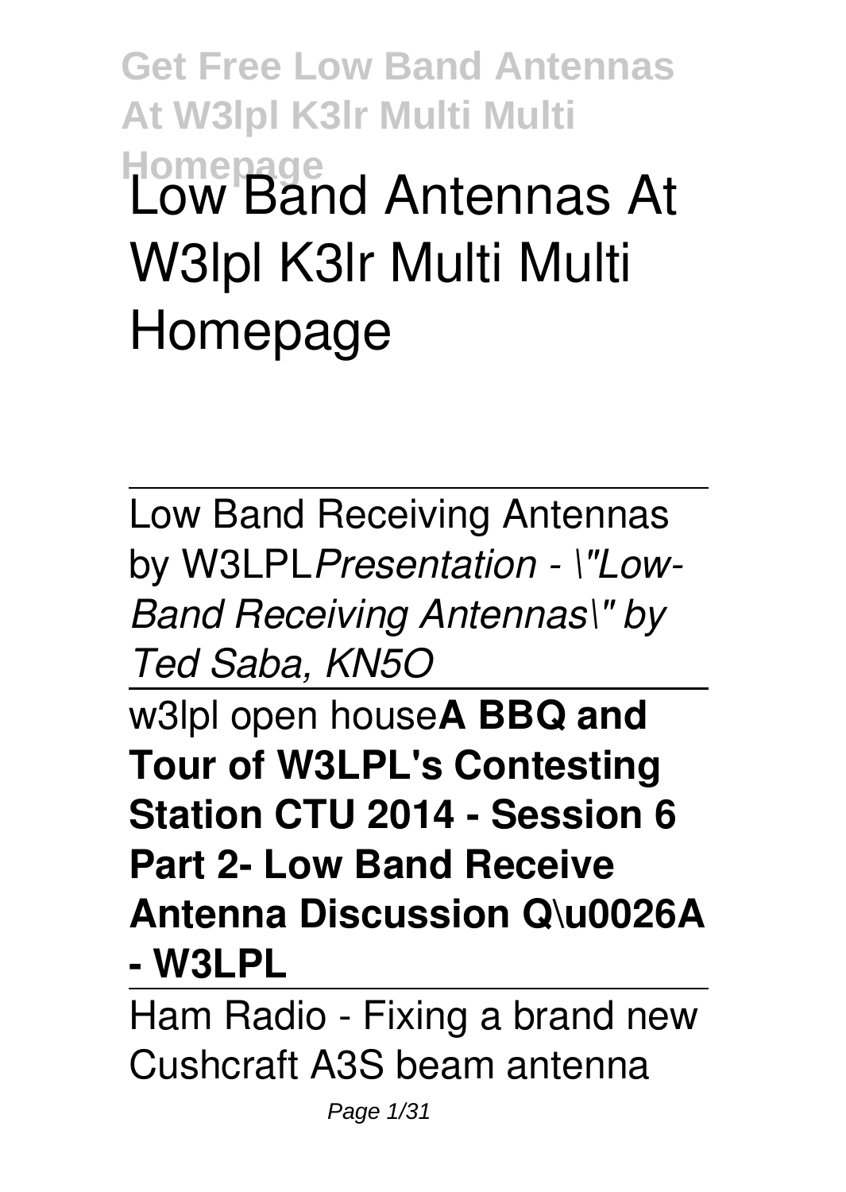# Low Band Antennas At W3lpl K3lr Multi Multi Homepage

Low Band Receiving Antennas by W3LPL*Presentation - \"Low-Band Receiving Antennas\" by Ted Saba, KN5O*

w3lpl open house**A BBQ and Tour of W3LPL's Contesting Station CTU 2014 - Session 6 Part 2- Low Band Receive Antenna Discussion Q\u0026A - W3LPL**

Ham Radio - Fixing a brand new Cushcraft A3S beam antenna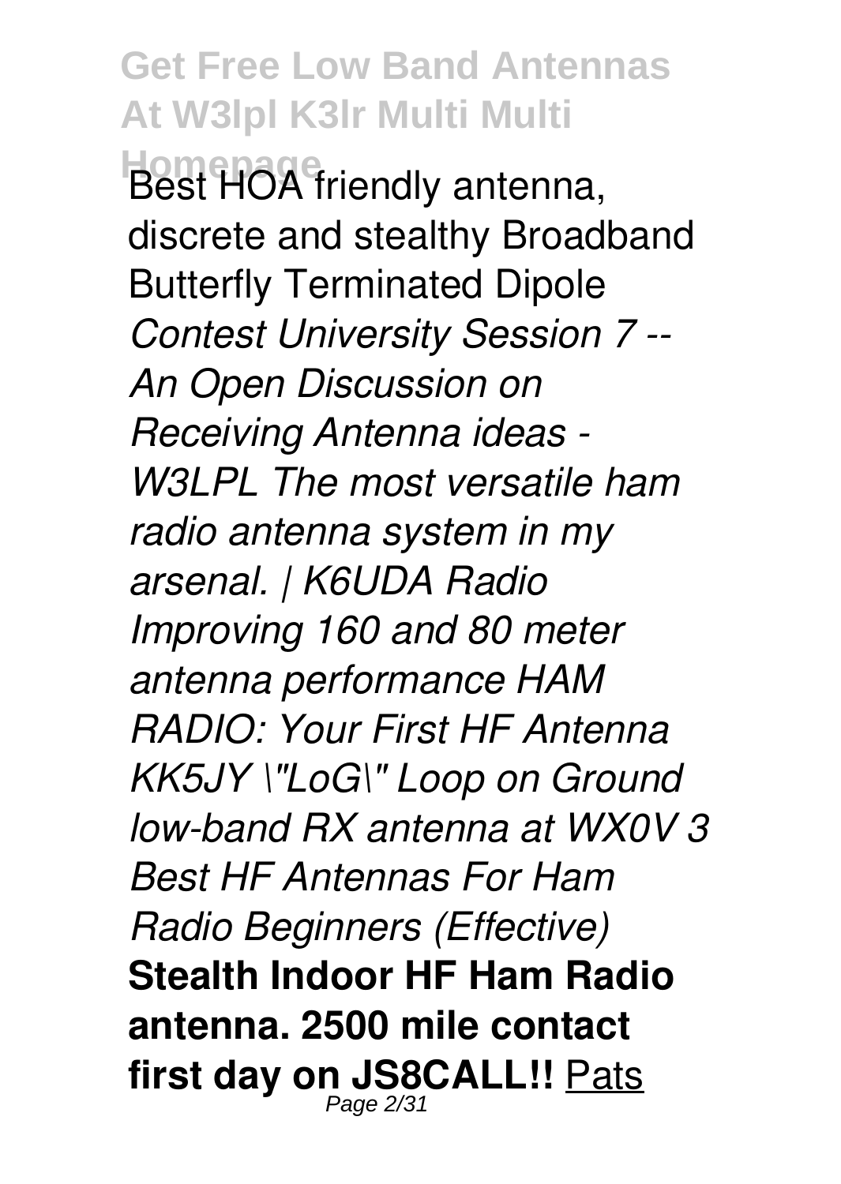Best HOA friendly antenna, discrete and stealthy Broadband Butterfly Terminated Dipole *Contest University Session 7 -- An Open Discussion on Receiving Antenna ideas - W3LPL The most versatile ham radio antenna system in my arsenal. | K6UDA Radio Improving 160 and 80 meter antenna performance HAM RADIO: Your First HF Antenna KK5JY \"LoG\" Loop on Ground low-band RX antenna at WX0V 3 Best HF Antennas For Ham Radio Beginners (Effective)* **Stealth Indoor HF Ham Radio antenna. 2500 mile contact first day on JS8CALL!!** Pats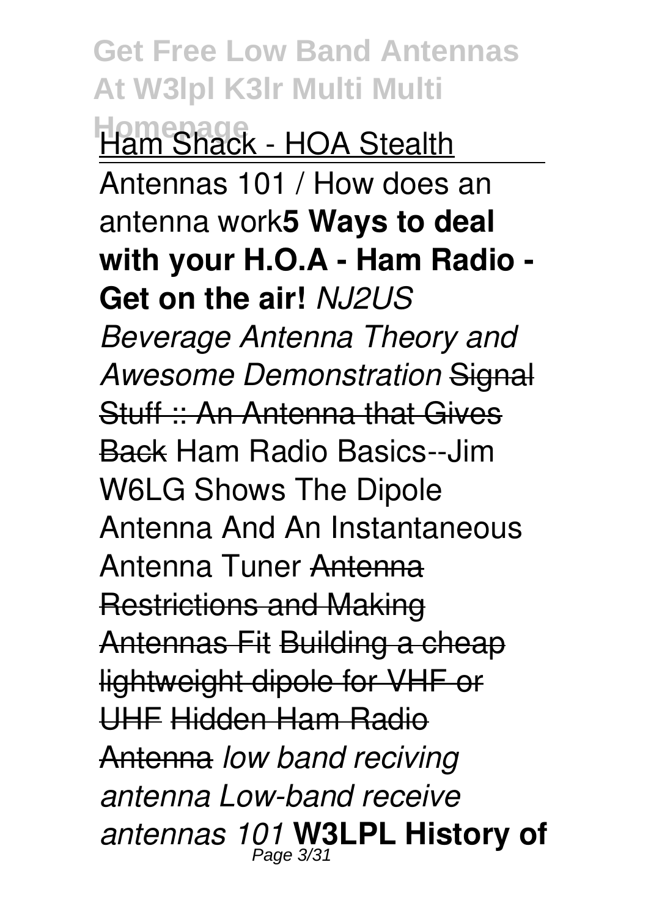Ham Shack - HOA Stealth

Antennas 101 / How does an antenna work **5 Ways to deal with your H.O.A - Ham Radio - Get on the air!** *NJ2US Beverage Antenna Theory and Awesome Demonstration* ~~Signal Stuff :: An Antenna that Gives Back~~ Ham Radio Basics--Jim W6LG Shows The Dipole Antenna And An Instantaneous Antenna Tuner ~~Antenna Restrictions and Making Antennas Fit~~ ~~Building a cheap lightweight dipole for VHF or UHF~~ ~~Hidden Ham Radio Antenna~~ *low band reciving antenna Low-band receive antennas 101* **W3LPL History of**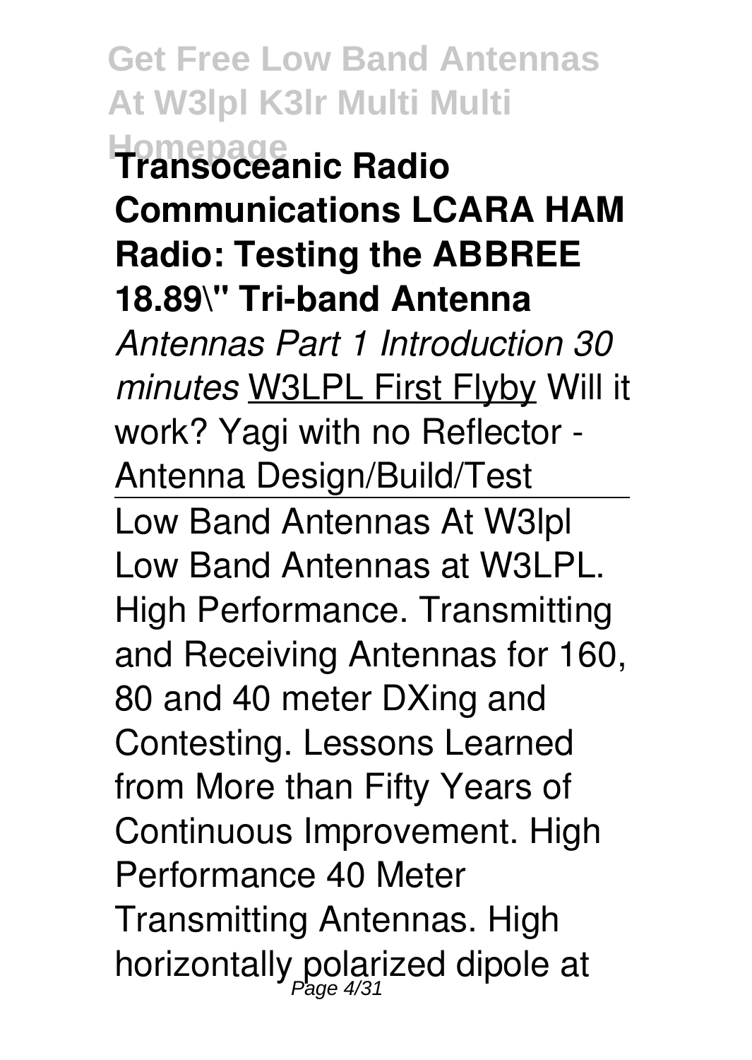**Transoceanic Radio Communications LCARA HAM Radio: Testing the ABBREE 18.89\" Tri-band Antenna**

*Antennas Part 1 Introduction 30 minutes* W3LPL First Flyby Will it work? Yagi with no Reflector - Antenna Design/Build/Test

Low Band Antennas At W3lpl

Low Band Antennas at W3LPL. High Performance. Transmitting and Receiving Antennas for 160, 80 and 40 meter DXing and Contesting. Lessons Learned from More than Fifty Years of Continuous Improvement. High Performance 40 Meter Transmitting Antennas. High horizontally polarized dipole at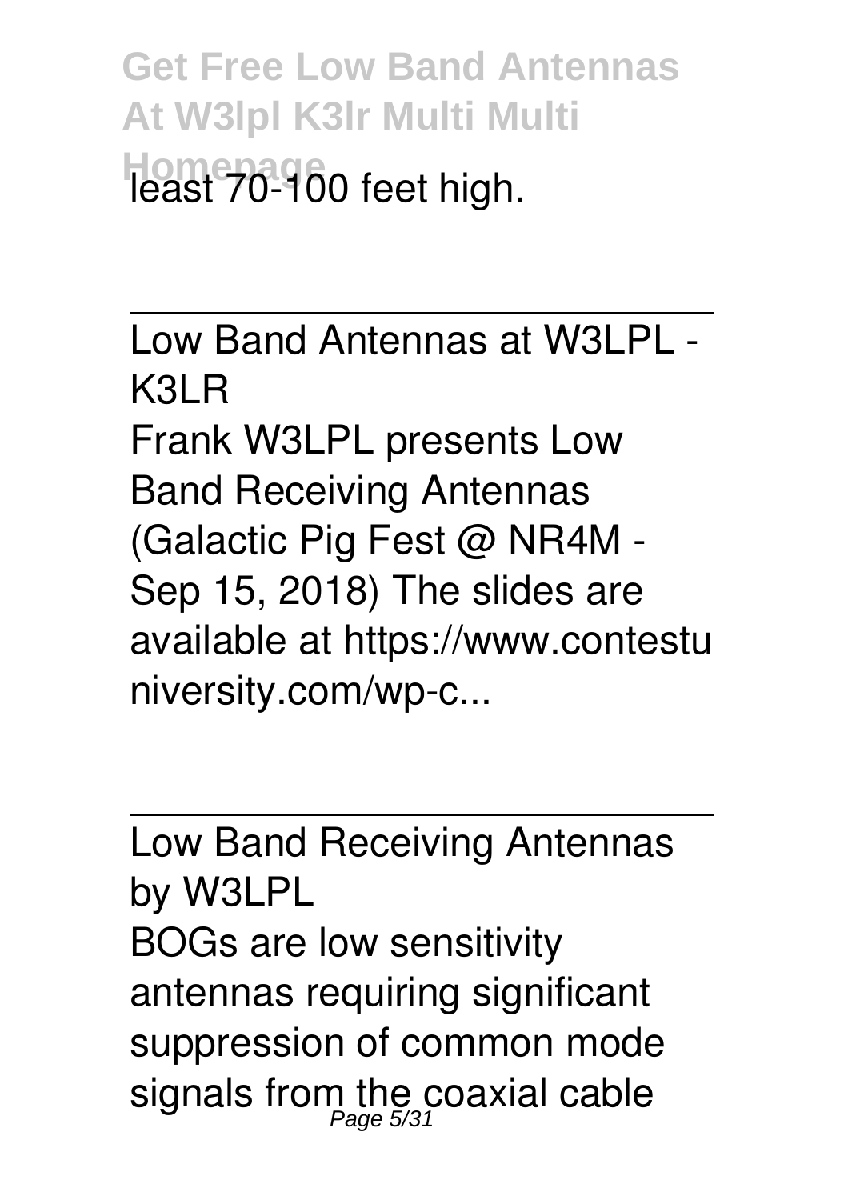least 70-100 feet high.

---

Low Band Antennas at W3LPL - K3LR

Frank W3LPL presents Low Band Receiving Antennas (Galactic Pig Fest @ NR4M - Sep 15, 2018) The slides are available at https://www.contestuniversity.com/wp-c...

---

Low Band Receiving Antennas by W3LPL

BOGs are low sensitivity antennas requiring significant suppression of common mode signals from the coaxial cable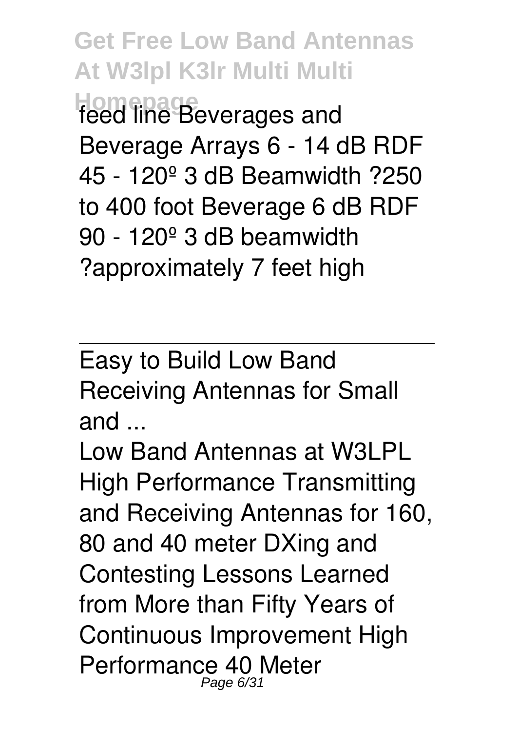feed line Beverages and Beverage Arrays 6 - 14 dB RDF 45 - 120º 3 dB Beamwidth ?250 to 400 foot Beverage 6 dB RDF 90 - 120º 3 dB beamwidth ?approximately 7 feet high

---

Easy to Build Low Band Receiving Antennas for Small and ...

Low Band Antennas at W3LPL High Performance Transmitting and Receiving Antennas for 160, 80 and 40 meter DXing and Contesting Lessons Learned from More than Fifty Years of Continuous Improvement High Performance 40 Meter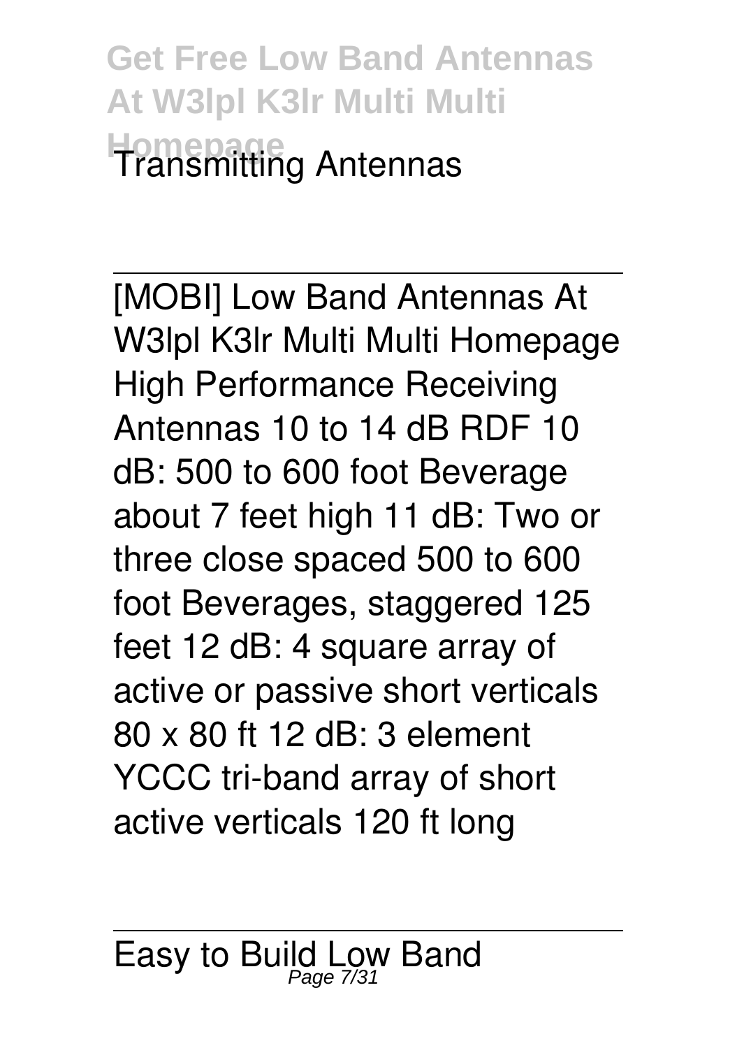Transmitting Antennas

---

[MOBI] Low Band Antennas At W3lpl K3lr Multi Multi Homepage
High Performance Receiving Antennas 10 to 14 dB RDF 10 dB: 500 to 600 foot Beverage about 7 feet high 11 dB: Two or three close spaced 500 to 600 foot Beverages, staggered 125 feet 12 dB: 4 square array of active or passive short verticals 80 x 80 ft 12 dB: 3 element YCCC tri-band array of short active verticals 120 ft long

---

Easy to Build Low Band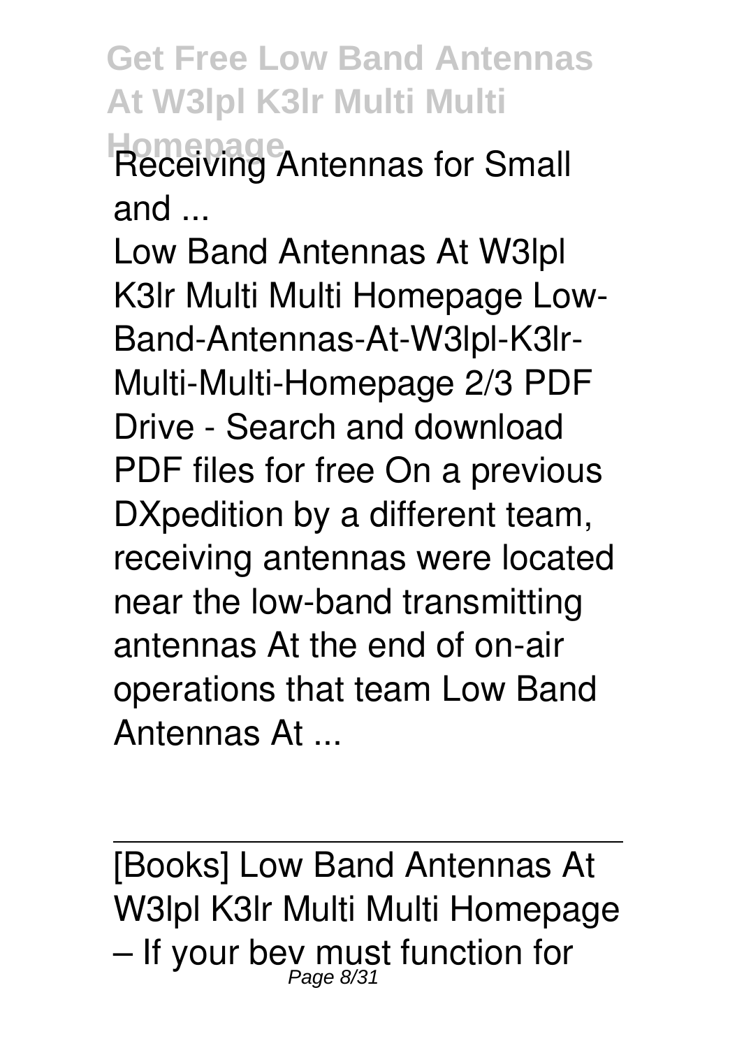Receiving Antennas for Small and ...

Low Band Antennas At W3lpl K3lr Multi Multi Homepage Low-Band-Antennas-At-W3lpl-K3lr-Multi-Multi-Homepage 2/3 PDF Drive - Search and download PDF files for free On a previous DXpedition by a different team, receiving antennas were located near the low-band transmitting antennas At the end of on-air operations that team Low Band Antennas At ...

---

[Books] Low Band Antennas At W3lpl K3lr Multi Multi Homepage – If your bev must function for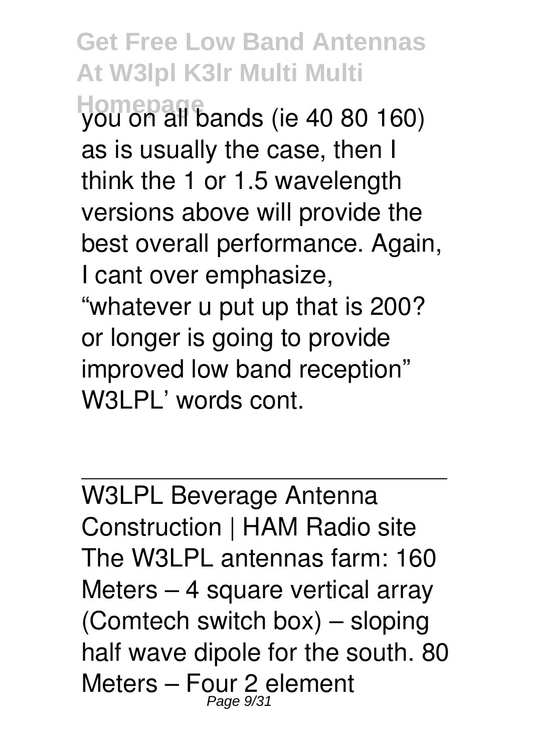you on all bands (ie 40 80 160) as is usually the case, then I think the 1 or 1.5 wavelength versions above will provide the best overall performance. Again, I cant over emphasize, "whatever u put up that is 200? or longer is going to provide improved low band reception" W3LPL' words cont.

W3LPL Beverage Antenna Construction | HAM Radio site

The W3LPL antennas farm: 160 Meters – 4 square vertical array (Comtech switch box) – sloping half wave dipole for the south. 80 Meters – Four 2 element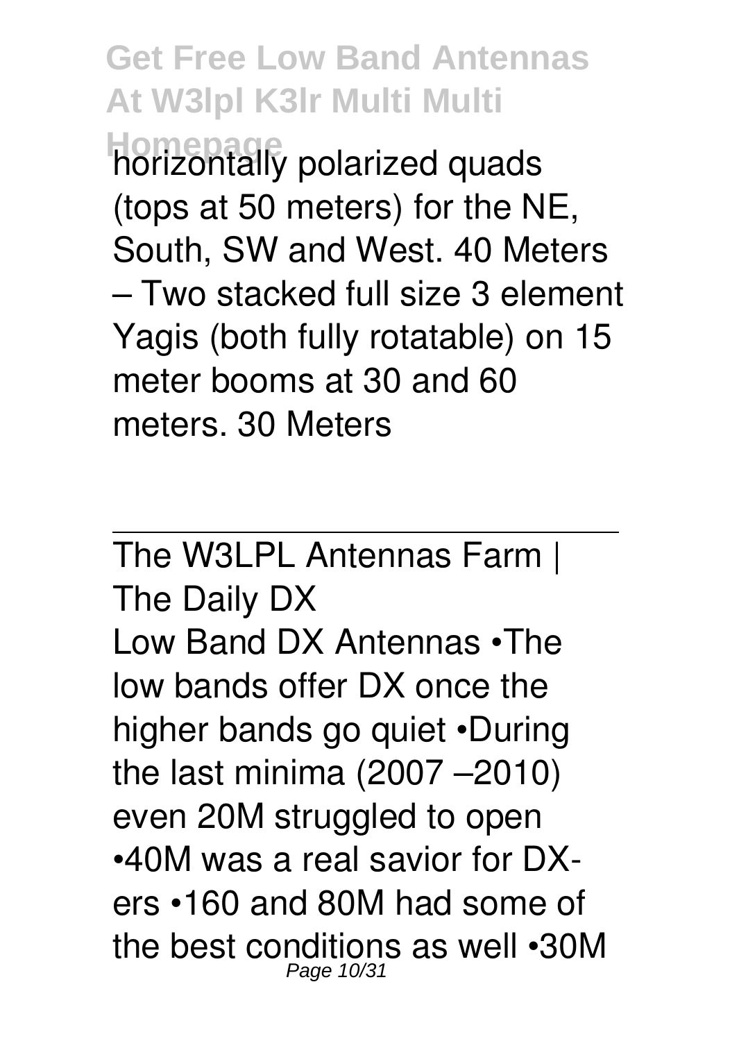horizontally polarized quads (tops at 50 meters) for the NE, South, SW and West. 40 Meters – Two stacked full size 3 element Yagis (both fully rotatable) on 15 meter booms at 30 and 60 meters. 30 Meters

---

The W3LPL Antennas Farm | The Daily DX

Low Band DX Antennas •The low bands offer DX once the higher bands go quiet •During the last minima (2007 –2010) even 20M struggled to open •40M was a real savior for DX-ers •160 and 80M had some of the best conditions as well •30M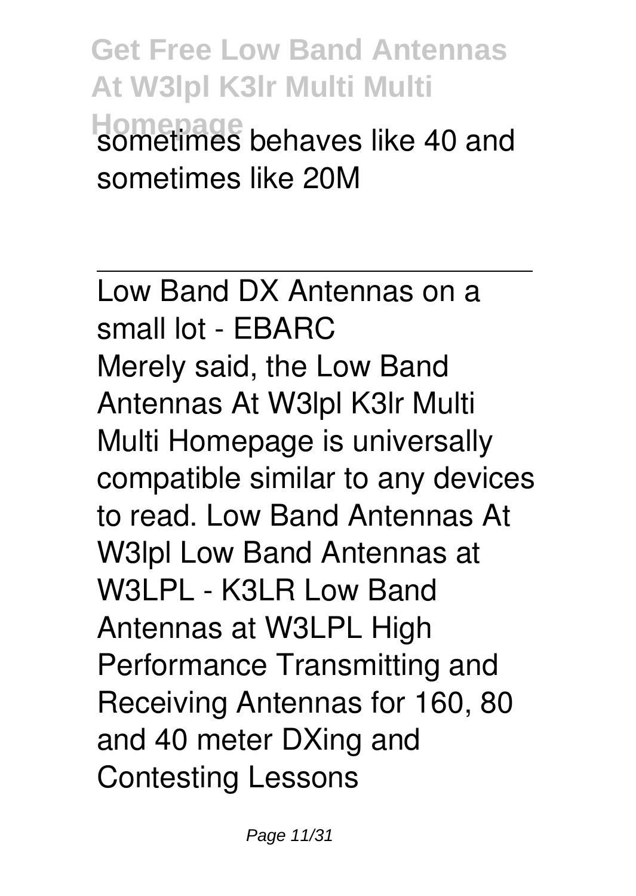sometimes behaves like 40 and sometimes like 20M

---

Low Band DX Antennas on a small lot - EBARC

Merely said, the Low Band Antennas At W3lpl K3lr Multi Multi Homepage is universally compatible similar to any devices to read. Low Band Antennas At W3lpl Low Band Antennas at W3LPL - K3LR Low Band Antennas at W3LPL High Performance Transmitting and Receiving Antennas for 160, 80 and 40 meter DXing and Contesting Lessons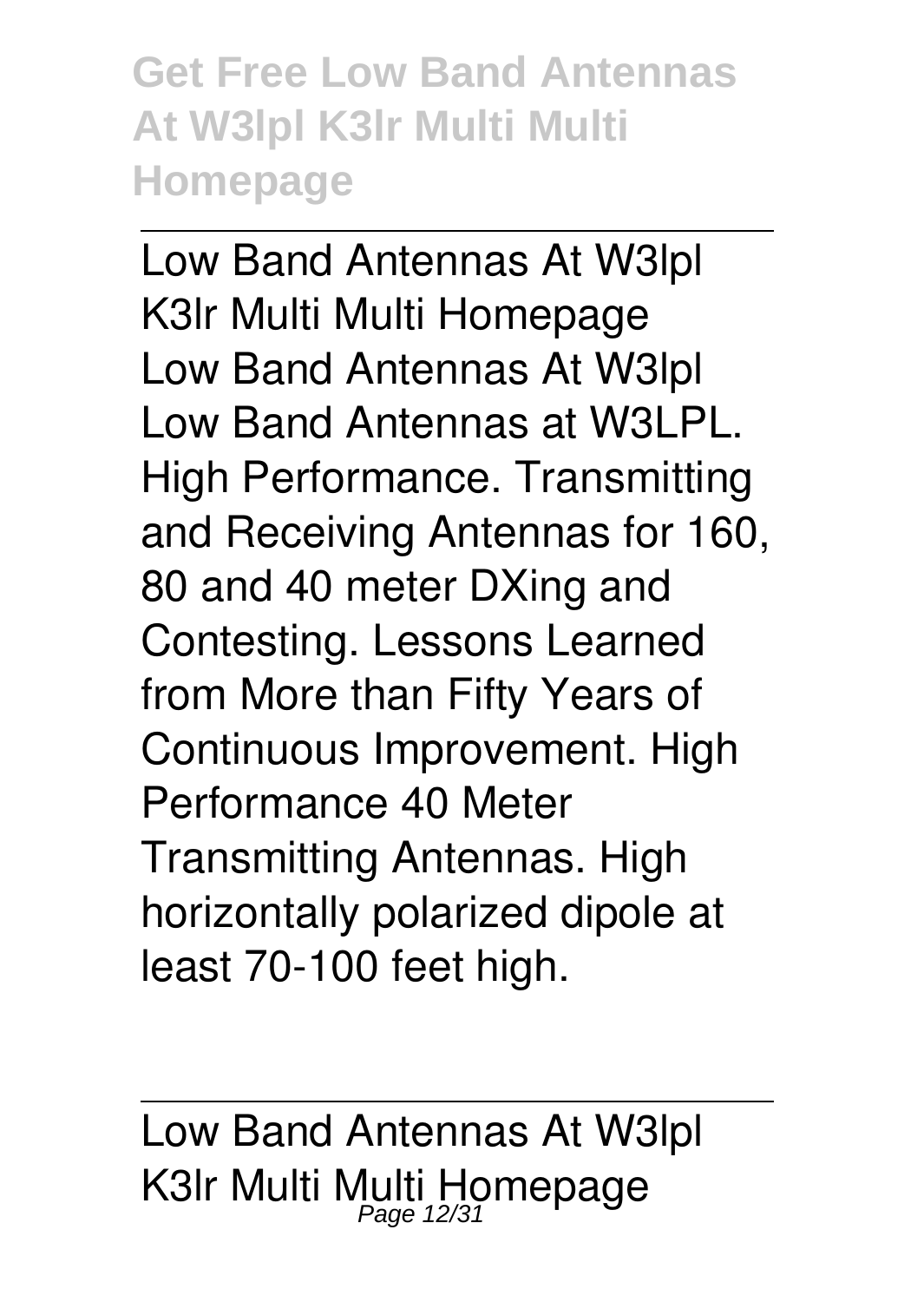Low Band Antennas At W3lpl K3lr Multi Multi Homepage
Low Band Antennas At W3lpl
Low Band Antennas at W3LPL. High Performance. Transmitting and Receiving Antennas for 160, 80 and 40 meter DXing and Contesting. Lessons Learned from More than Fifty Years of Continuous Improvement. High Performance 40 Meter Transmitting Antennas. High horizontally polarized dipole at least 70-100 feet high.

---

Low Band Antennas At W3lpl K3lr Multi Multi Homepage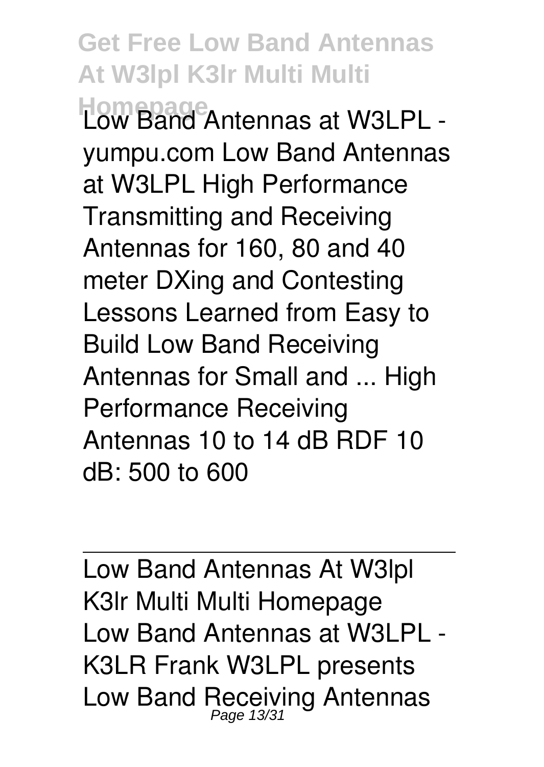Low Band Antennas at W3LPL - yumpu.com Low Band Antennas at W3LPL High Performance Transmitting and Receiving Antennas for 160, 80 and 40 meter DXing and Contesting Lessons Learned from Easy to Build Low Band Receiving Antennas for Small and ... High Performance Receiving Antennas 10 to 14 dB RDF 10 dB: 500 to 600

---

Low Band Antennas At W3lpl K3lr Multi Multi Homepage

Low Band Antennas at W3LPL - K3LR Frank W3LPL presents Low Band Receiving Antennas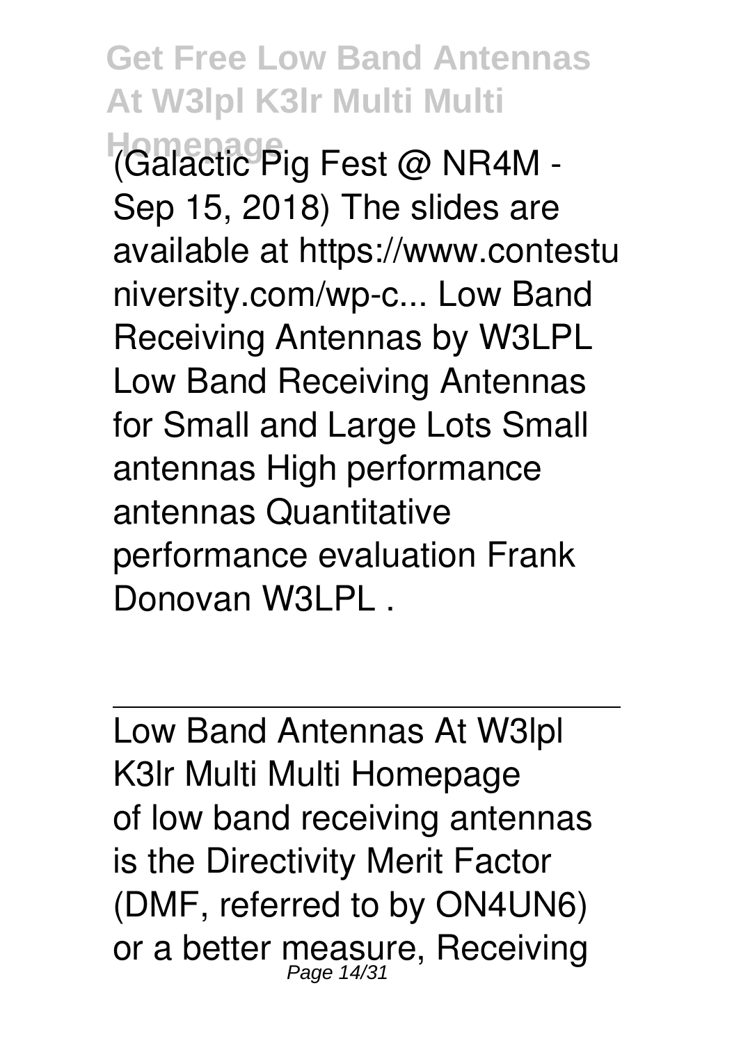(Galactic Pig Fest @ NR4M - Sep 15, 2018) The slides are available at https://www.contestuniversity.com/wp-c... Low Band Receiving Antennas by W3LPL Low Band Receiving Antennas for Small and Large Lots Small antennas High performance antennas Quantitative performance evaluation Frank Donovan W3LPL .

---

Low Band Antennas At W3lpl K3lr Multi Multi Homepage

of low band receiving antennas is the Directivity Merit Factor (DMF, referred to by ON4UN6) or a better measure, Receiving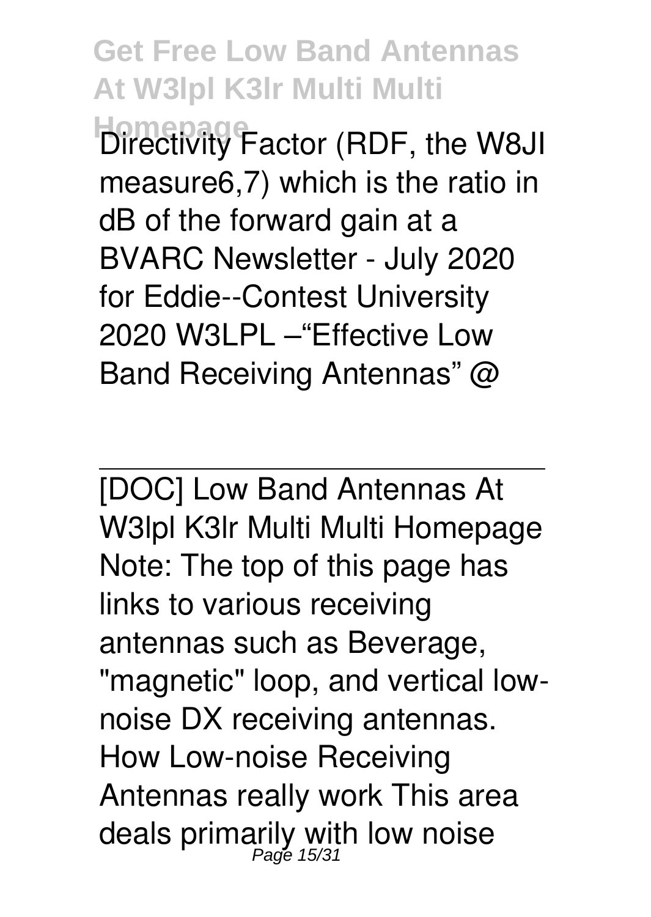Directivity Factor (RDF, the W8JI measure6,7) which is the ratio in dB of the forward gain at a BVARC Newsletter - July 2020 for Eddie--Contest University 2020 W3LPL –"Effective Low Band Receiving Antennas" @

---

[DOC] Low Band Antennas At W3lpl K3lr Multi Multi Homepage
Note: The top of this page has links to various receiving antennas such as Beverage, "magnetic" loop, and vertical low-noise DX receiving antennas. How Low-noise Receiving Antennas really work This area deals primarily with low noise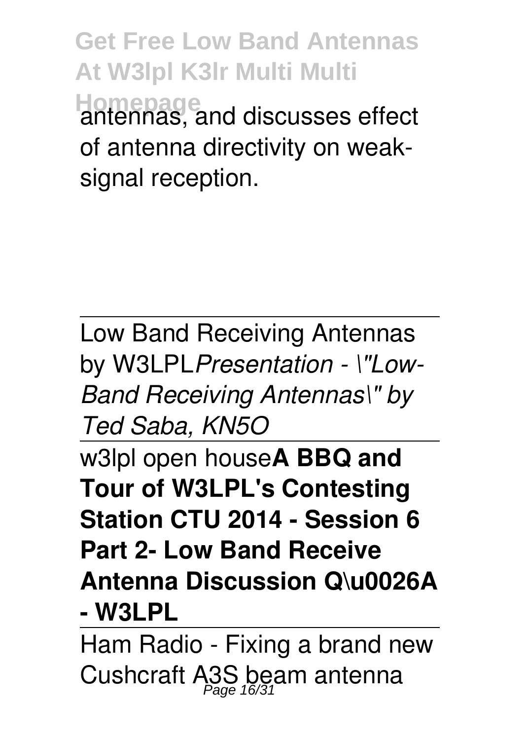antennas, and discusses effect of antenna directivity on weak-signal reception.

---

Low Band Receiving Antennas by W3LPL*Presentation - \"Low-Band Receiving Antennas\" by Ted Saba, KN5O*

---

w3lpl open house**A BBQ and Tour of W3LPL's Contesting Station CTU 2014 - Session 6 Part 2- Low Band Receive Antenna Discussion Q\u0026A - W3LPL**

---

Ham Radio - Fixing a brand new Cushcraft A3S beam antenna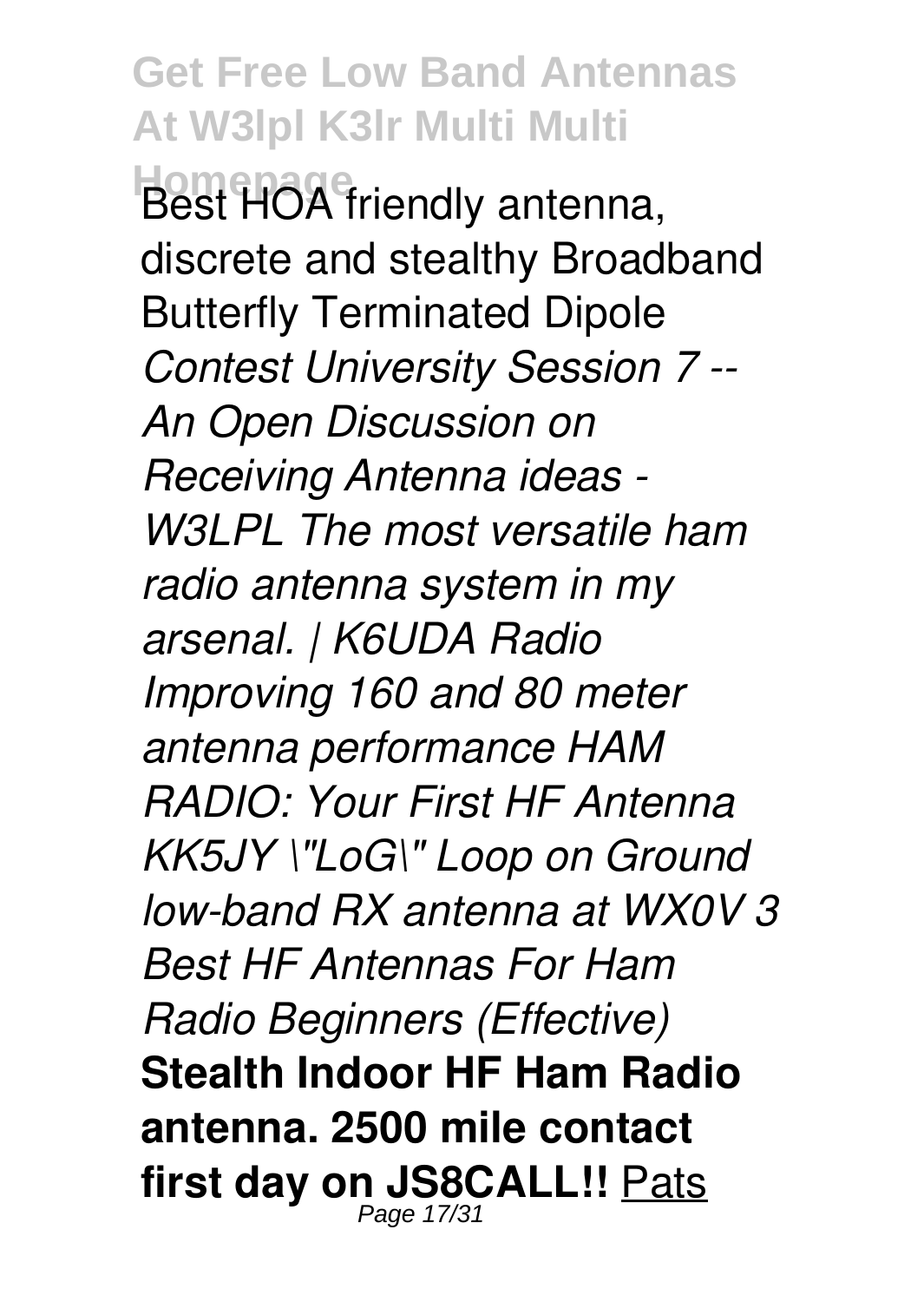Best HOA friendly antenna, discrete and stealthy Broadband Butterfly Terminated Dipole *Contest University Session 7 -- An Open Discussion on Receiving Antenna ideas - W3LPL The most versatile ham radio antenna system in my arsenal. | K6UDA Radio Improving 160 and 80 meter antenna performance HAM RADIO: Your First HF Antenna KK5JY \"LoG\" Loop on Ground low-band RX antenna at WX0V 3 Best HF Antennas For Ham Radio Beginners (Effective)* **Stealth Indoor HF Ham Radio antenna. 2500 mile contact first day on JS8CALL!!** Pats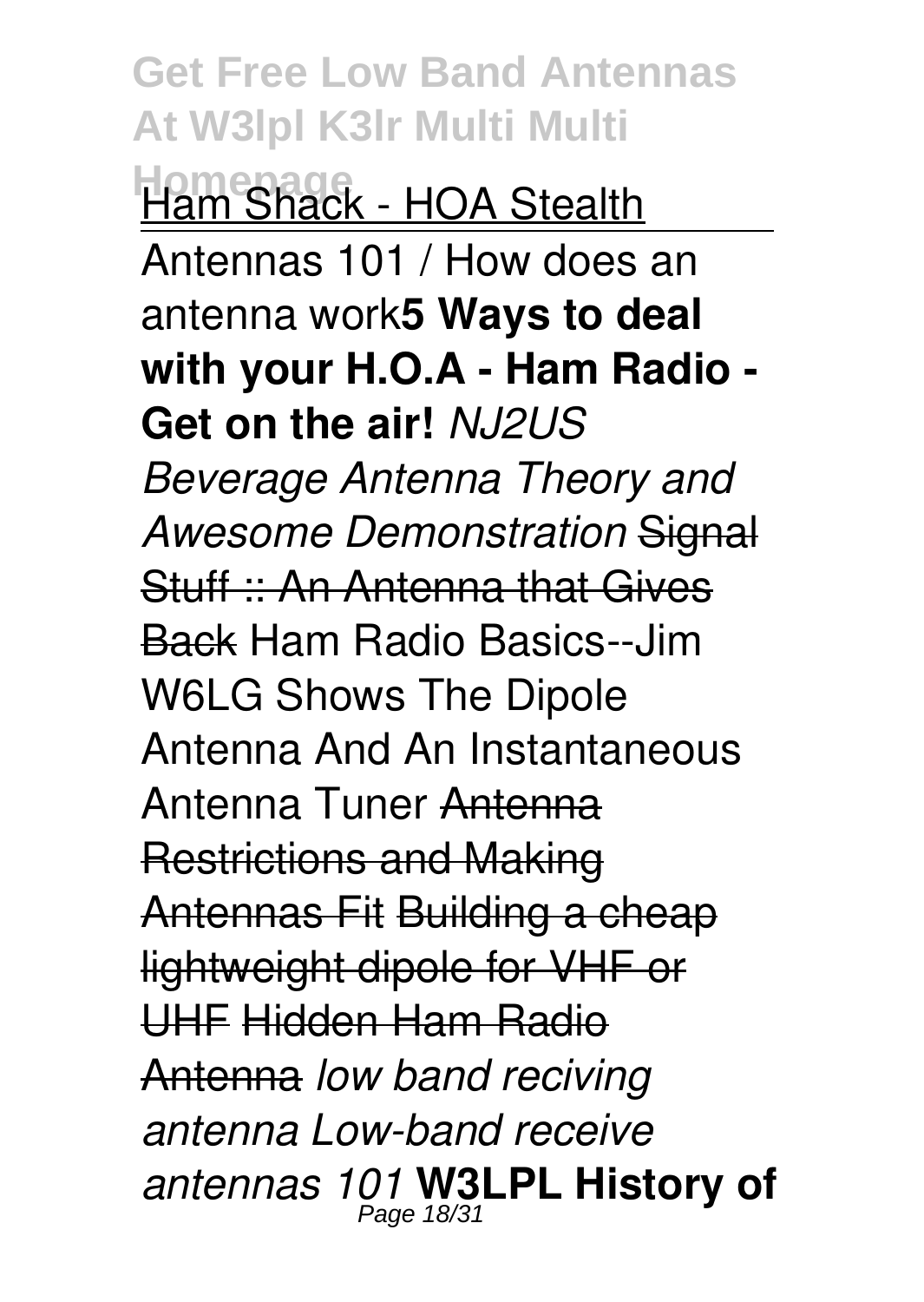Ham Shack - HOA Stealth

Antennas 101 / How does an antenna work**5 Ways to deal with your H.O.A - Ham Radio - Get on the air!** *NJ2US Beverage Antenna Theory and Awesome Demonstration* ~~Signal Stuff :: An Antenna that Gives Back~~ Ham Radio Basics--Jim W6LG Shows The Dipole Antenna And An Instantaneous Antenna Tuner ~~Antenna Restrictions and Making Antennas Fit~~ ~~Building a cheap lightweight dipole for VHF or UHF~~ ~~Hidden Ham Radio Antenna~~ *low band reciving antenna Low-band receive antennas 101* **W3LPL History of**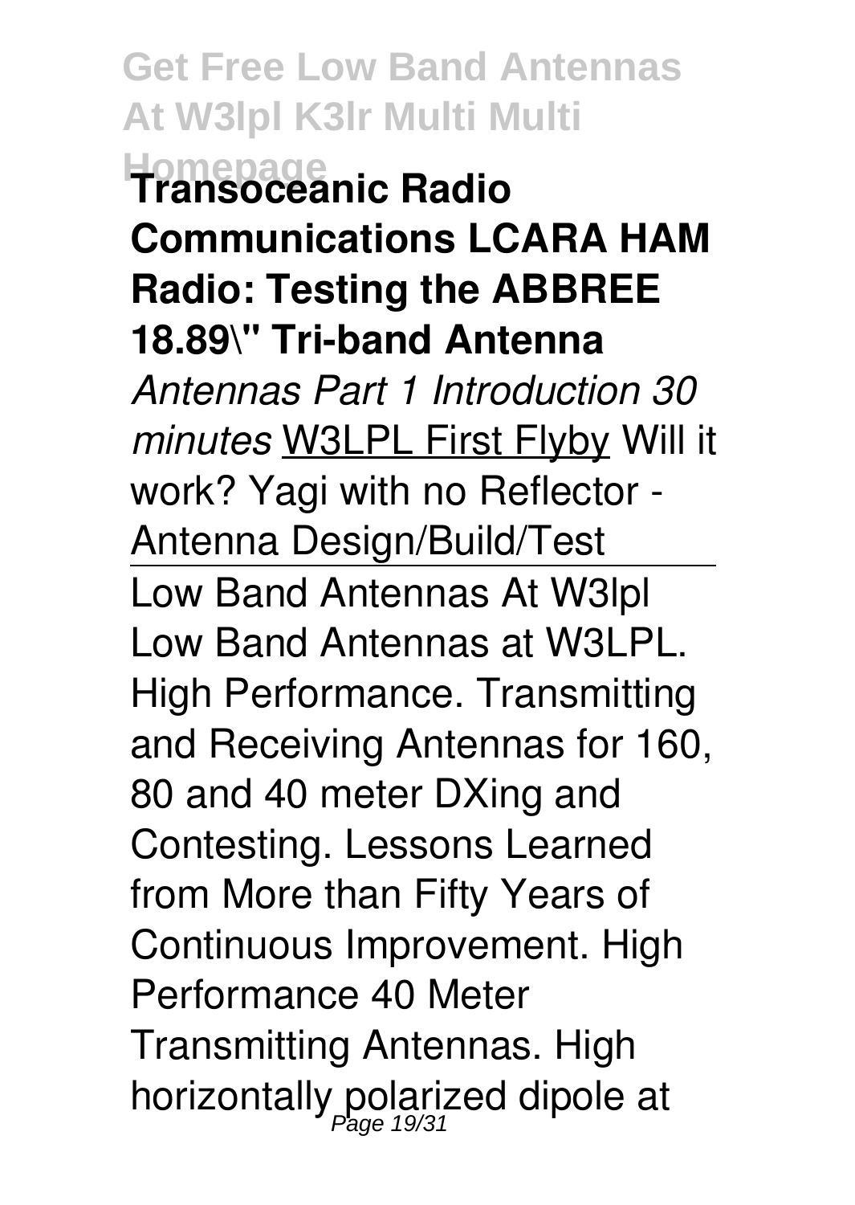**Transoceanic Radio Communications LCARA HAM Radio: Testing the ABBREE 18.89\" Tri-band Antenna**

*Antennas Part 1 Introduction 30 minutes* W3LPL First Flyby Will it work? Yagi with no Reflector - Antenna Design/Build/Test

Low Band Antennas At W3lpl

Low Band Antennas at W3LPL. High Performance. Transmitting and Receiving Antennas for 160, 80 and 40 meter DXing and Contesting. Lessons Learned from More than Fifty Years of Continuous Improvement. High Performance 40 Meter Transmitting Antennas. High horizontally polarized dipole at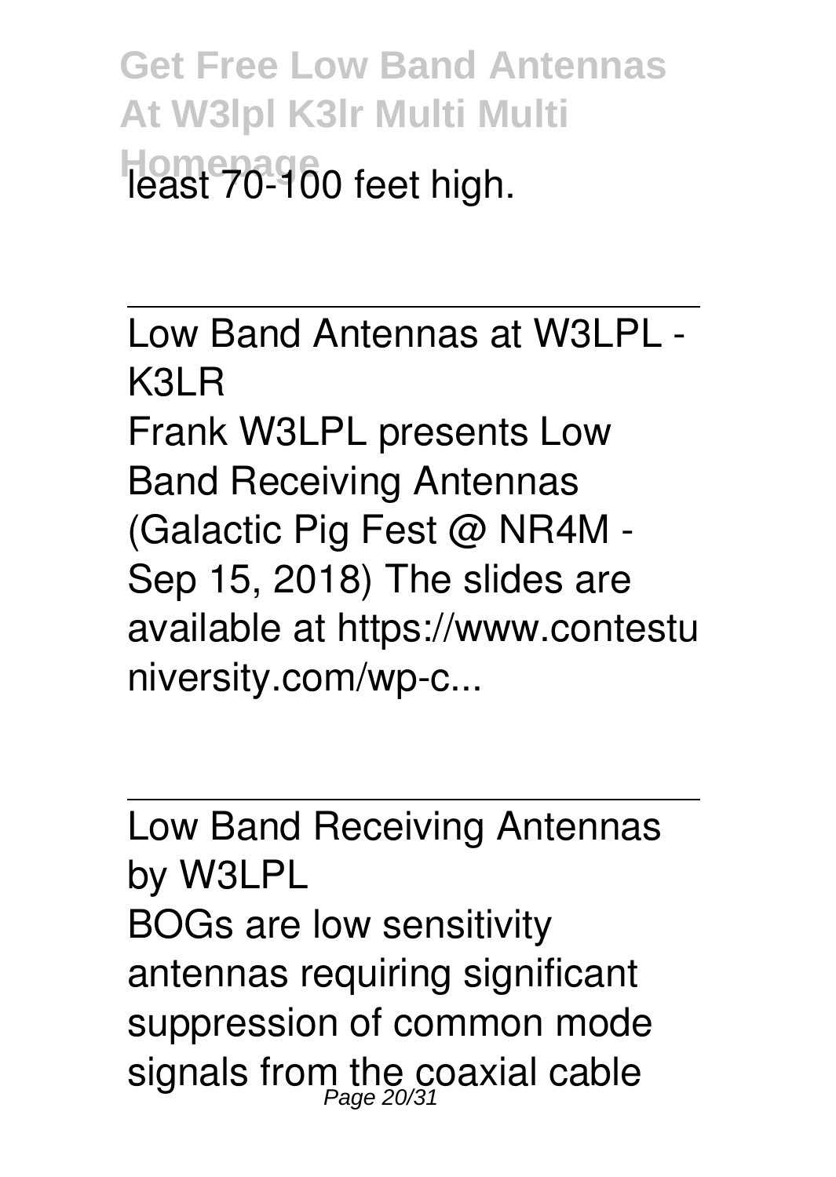least 70-100 feet high.

---

Low Band Antennas at W3LPL - K3LR

Frank W3LPL presents Low Band Receiving Antennas (Galactic Pig Fest @ NR4M - Sep 15, 2018) The slides are available at https://www.contestuniversity.com/wp-c...

---

Low Band Receiving Antennas by W3LPL

BOGs are low sensitivity antennas requiring significant suppression of common mode signals from the coaxial cable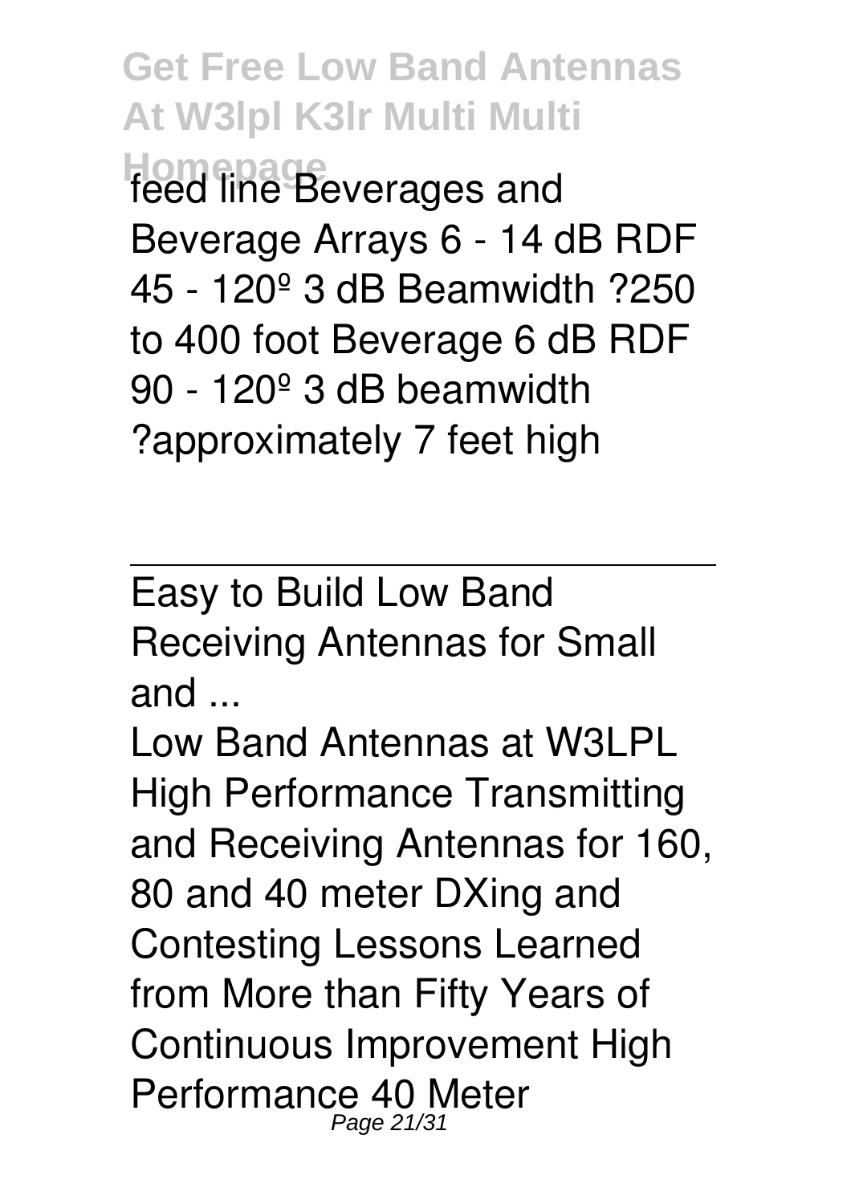feed line Beverages and Beverage Arrays 6 - 14 dB RDF 45 - 120º 3 dB Beamwidth ?250 to 400 foot Beverage 6 dB RDF 90 - 120º 3 dB beamwidth ?approximately 7 feet high

---

Easy to Build Low Band Receiving Antennas for Small and ...

Low Band Antennas at W3LPL High Performance Transmitting and Receiving Antennas for 160, 80 and 40 meter DXing and Contesting Lessons Learned from More than Fifty Years of Continuous Improvement High Performance 40 Meter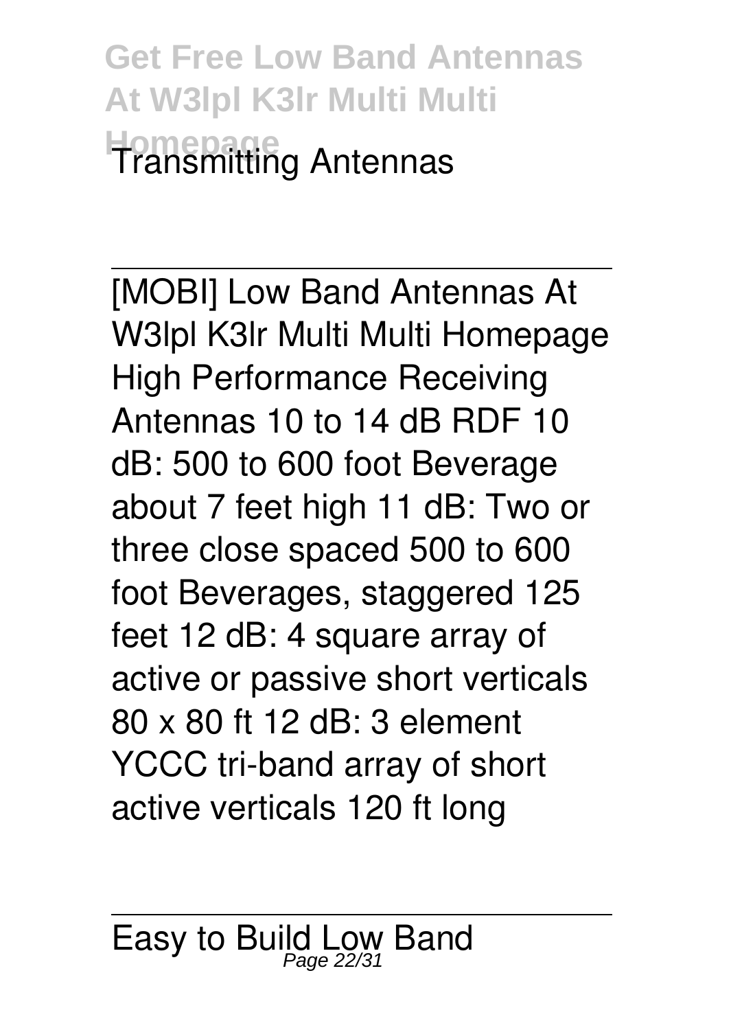Transmitting Antennas

[MOBI] Low Band Antennas At W3lpl K3lr Multi Multi Homepage
High Performance Receiving Antennas 10 to 14 dB RDF 10 dB: 500 to 600 foot Beverage about 7 feet high 11 dB: Two or three close spaced 500 to 600 foot Beverages, staggered 125 feet 12 dB: 4 square array of active or passive short verticals 80 x 80 ft 12 dB: 3 element YCCC tri-band array of short active verticals 120 ft long

Easy to Build Low Band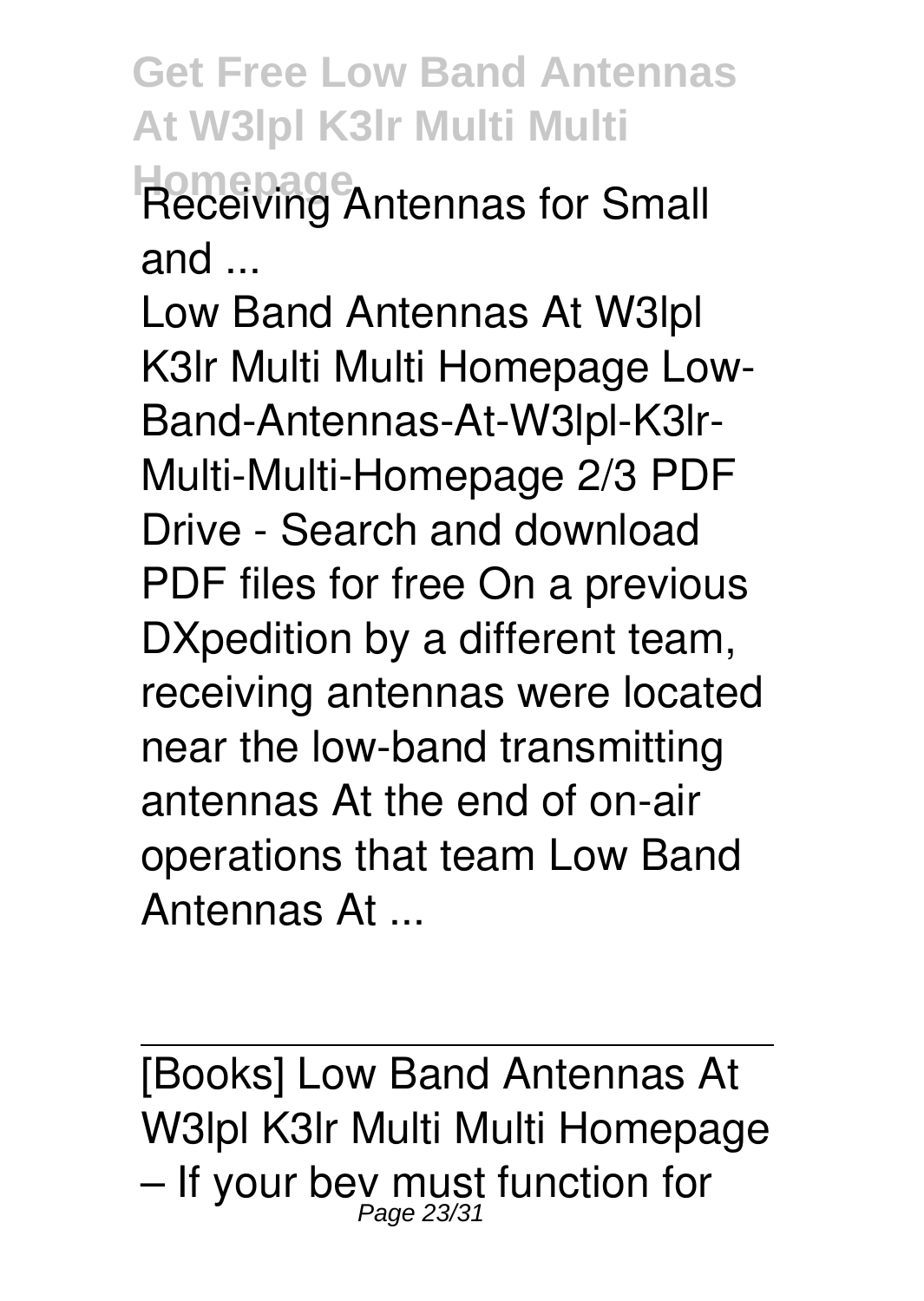Receiving Antennas for Small and ...

Low Band Antennas At W3lpl K3lr Multi Multi Homepage Low-Band-Antennas-At-W3lpl-K3lr-Multi-Multi-Homepage 2/3 PDF Drive - Search and download PDF files for free On a previous DXpedition by a different team, receiving antennas were located near the low-band transmitting antennas At the end of on-air operations that team Low Band Antennas At ...

---

[Books] Low Band Antennas At W3lpl K3lr Multi Multi Homepage – If your bev must function for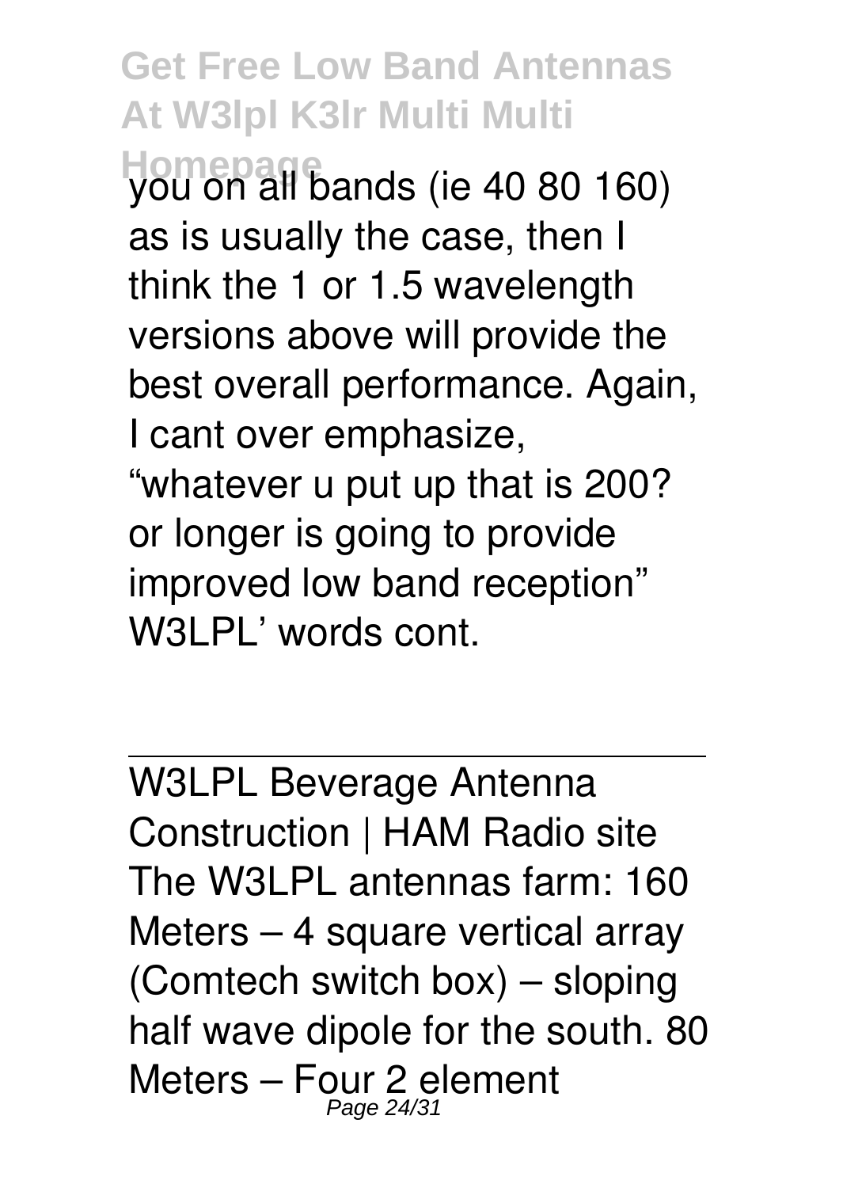you on all bands (ie 40 80 160) as is usually the case, then I think the 1 or 1.5 wavelength versions above will provide the best overall performance. Again, I cant over emphasize, "whatever u put up that is 200? or longer is going to provide improved low band reception" W3LPL' words cont.

W3LPL Beverage Antenna Construction | HAM Radio site

The W3LPL antennas farm: 160 Meters – 4 square vertical array (Comtech switch box) – sloping half wave dipole for the south. 80 Meters – Four 2 element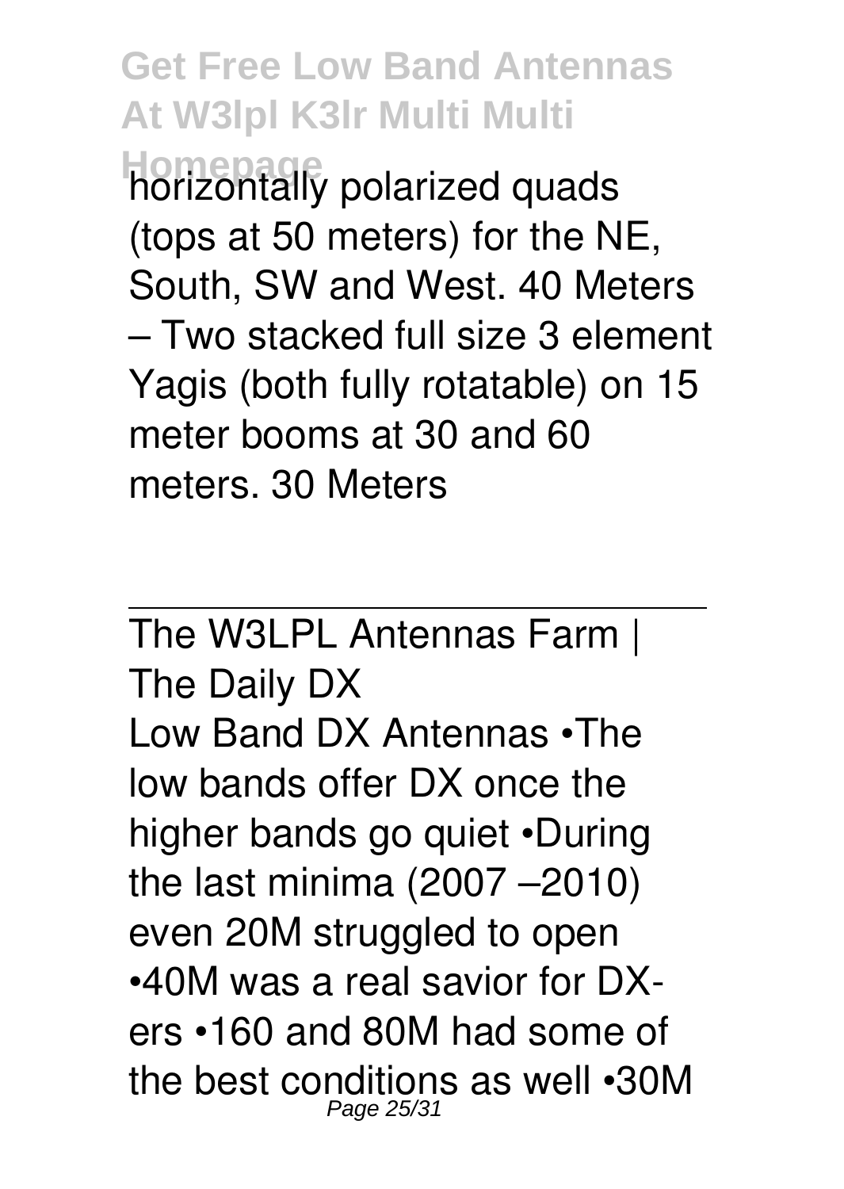horizontally polarized quads (tops at 50 meters) for the NE, South, SW and West. 40 Meters – Two stacked full size 3 element Yagis (both fully rotatable) on 15 meter booms at 30 and 60 meters. 30 Meters

## The W3LPL Antennas Farm | The Daily DX

Low Band DX Antennas •The low bands offer DX once the higher bands go quiet •During the last minima (2007 –2010) even 20M struggled to open •40M was a real savior for DX-ers •160 and 80M had some of the best conditions as well •30M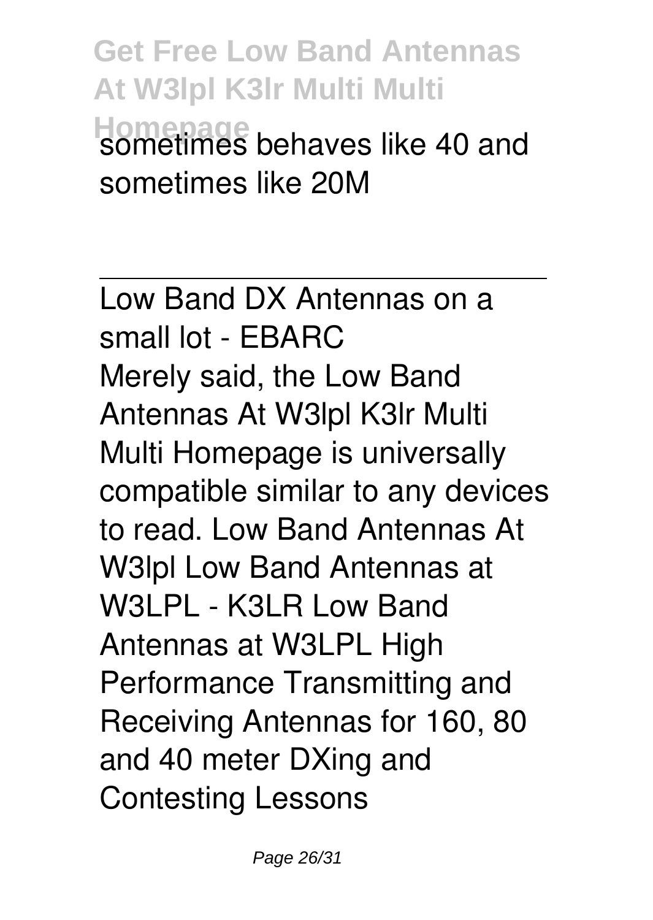sometimes behaves like 40 and sometimes like 20M

---

Low Band DX Antennas on a small lot - EBARC

Merely said, the Low Band Antennas At W3lpl K3lr Multi Multi Homepage is universally compatible similar to any devices to read. Low Band Antennas At W3lpl Low Band Antennas at W3LPL - K3LR Low Band Antennas at W3LPL High Performance Transmitting and Receiving Antennas for 160, 80 and 40 meter DXing and Contesting Lessons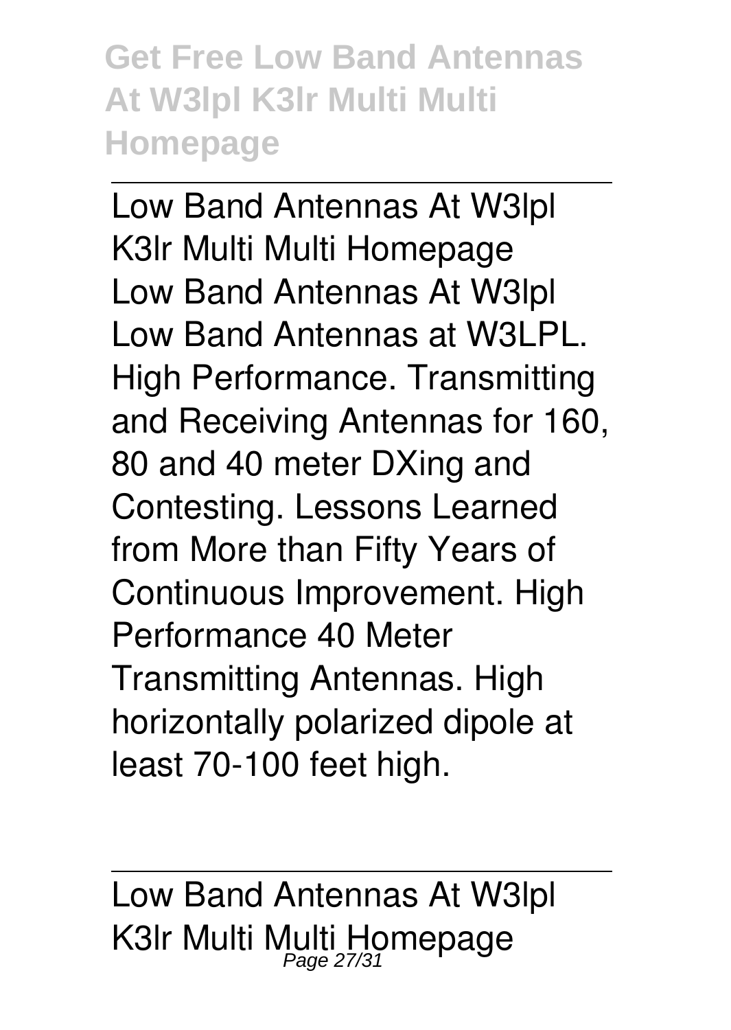Low Band Antennas At W3lpl K3lr Multi Multi Homepage

Low Band Antennas At W3lpl Low Band Antennas at W3LPL. High Performance. Transmitting and Receiving Antennas for 160, 80 and 40 meter DXing and Contesting. Lessons Learned from More than Fifty Years of Continuous Improvement. High Performance 40 Meter Transmitting Antennas. High horizontally polarized dipole at least 70-100 feet high.

Low Band Antennas At W3lpl K3lr Multi Multi Homepage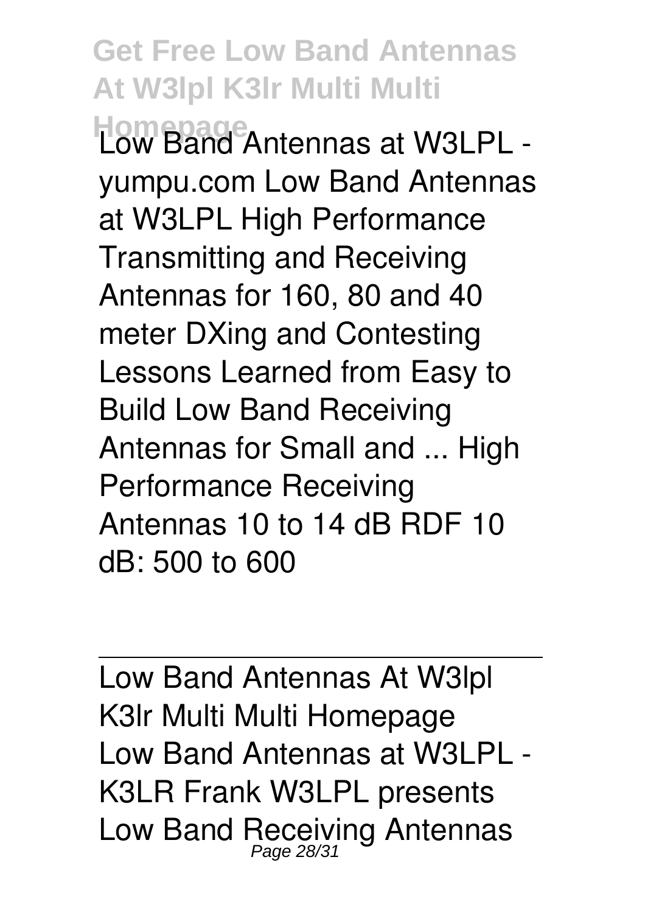Low Band Antennas at W3LPL - yumpu.com Low Band Antennas at W3LPL High Performance Transmitting and Receiving Antennas for 160, 80 and 40 meter DXing and Contesting Lessons Learned from Easy to Build Low Band Receiving Antennas for Small and ... High Performance Receiving Antennas 10 to 14 dB RDF 10 dB: 500 to 600

---

Low Band Antennas At W3lpl K3lr Multi Multi Homepage

Low Band Antennas at W3LPL - K3LR Frank W3LPL presents Low Band Receiving Antennas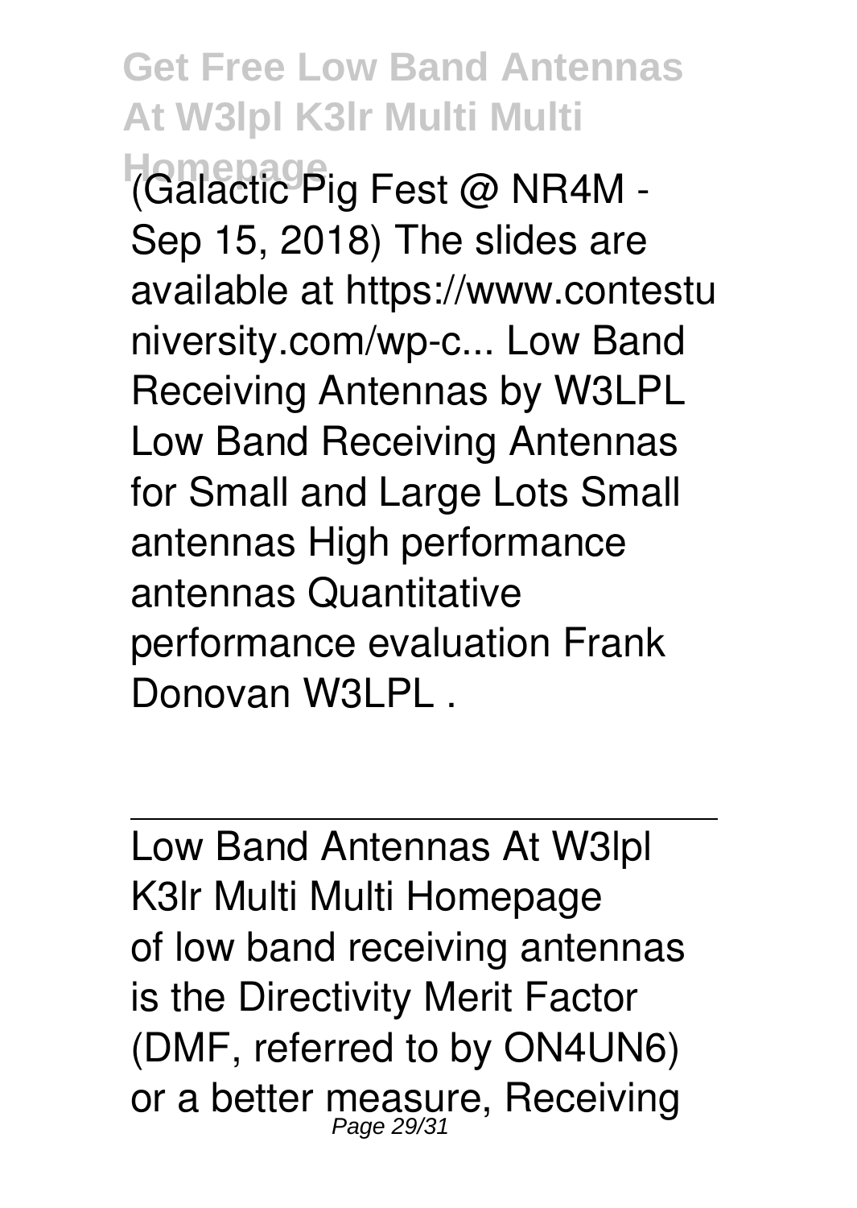(Galactic Pig Fest @ NR4M - Sep 15, 2018) The slides are available at https://www.contestuniversity.com/wp-c... Low Band Receiving Antennas by W3LPL Low Band Receiving Antennas for Small and Large Lots Small antennas High performance antennas Quantitative performance evaluation Frank Donovan W3LPL .

Low Band Antennas At W3lpl K3lr Multi Multi Homepage

of low band receiving antennas is the Directivity Merit Factor (DMF, referred to by ON4UN6) or a better measure, Receiving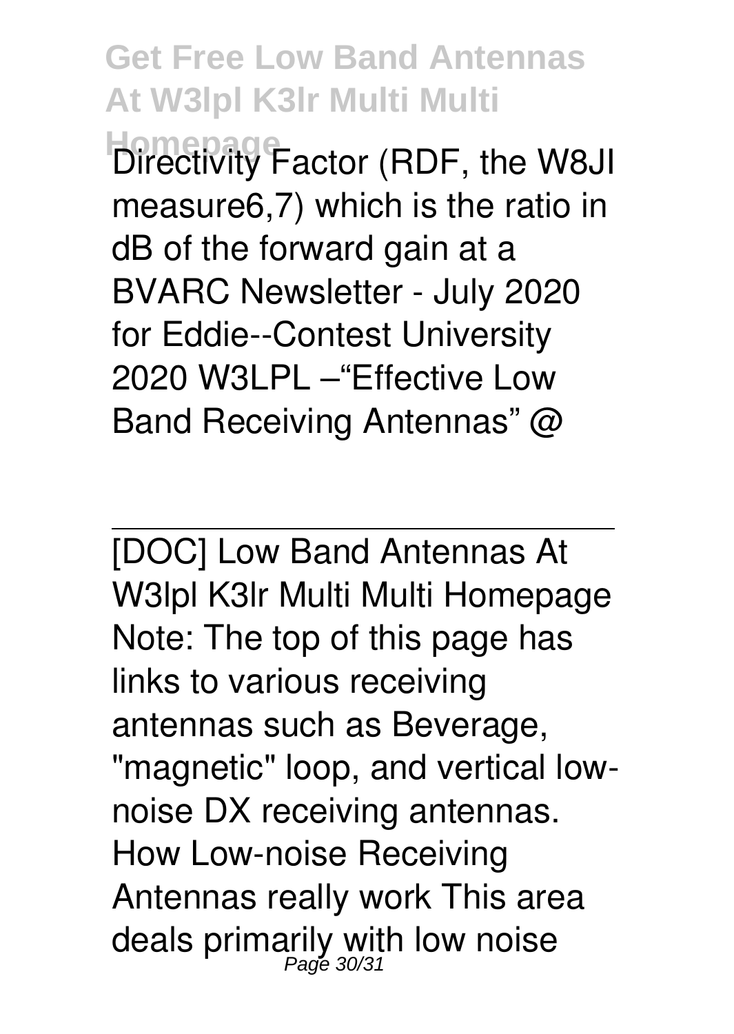Directivity Factor (RDF, the W8JI measure6,7) which is the ratio in dB of the forward gain at a BVARC Newsletter - July 2020 for Eddie--Contest University 2020 W3LPL –"Effective Low Band Receiving Antennas" @

[DOC] Low Band Antennas At W3lpl K3lr Multi Multi Homepage
Note: The top of this page has links to various receiving antennas such as Beverage, "magnetic" loop, and vertical low-noise DX receiving antennas. How Low-noise Receiving Antennas really work This area deals primarily with low noise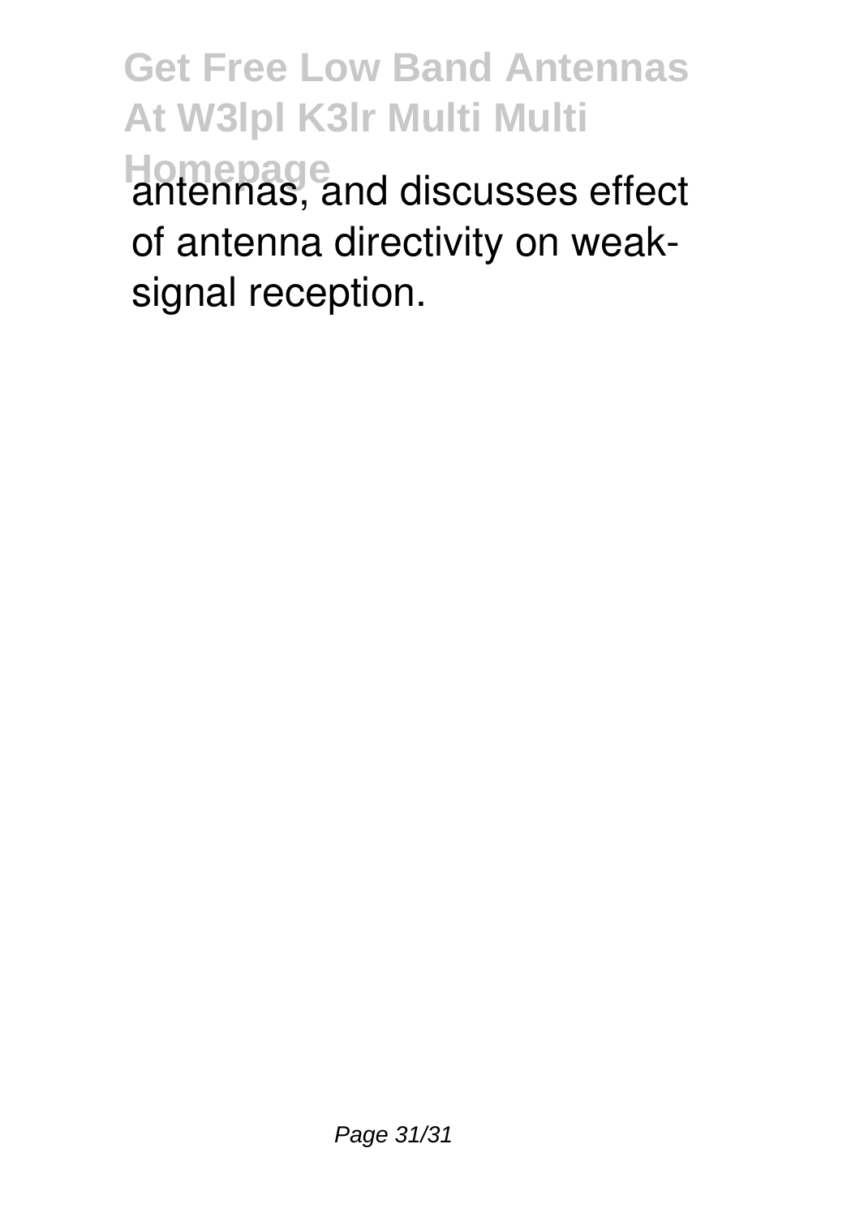antennas, and discusses effect of antenna directivity on weak-signal reception.